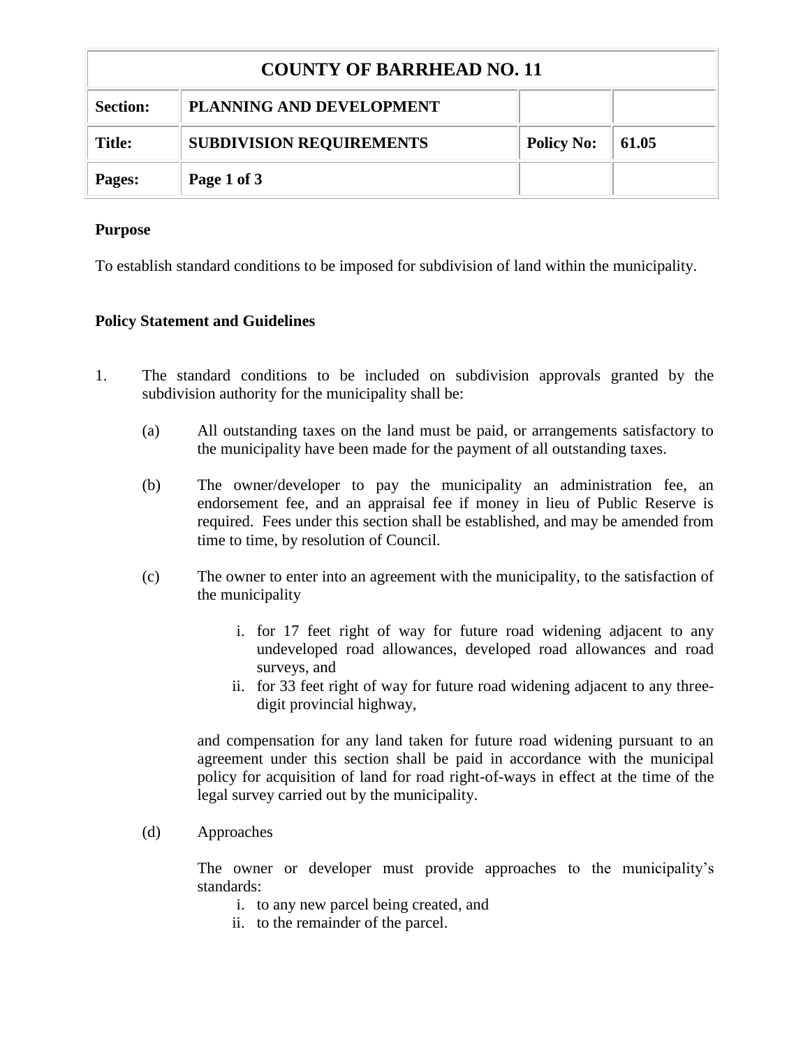| COUNTY OF BARRHEAD NO. 11 | | | |
|---|---|---|---|
| **Section:** | **PLANNING AND DEVELOPMENT** | | |
| **Title:** | **SUBDIVISION REQUIREMENTS** | **Policy No:** | **61.05** |
| **Pages:** | **Page 1 of 3** | | |

**Purpose**

To establish standard conditions to be imposed for subdivision of land within the municipality.

**Policy Statement and Guidelines**

1. The standard conditions to be included on subdivision approvals granted by the subdivision authority for the municipality shall be:

   (a) All outstanding taxes on the land must be paid, or arrangements satisfactory to the municipality have been made for the payment of all outstanding taxes.

   (b) The owner/developer to pay the municipality an administration fee, an endorsement fee, and an appraisal fee if money in lieu of Public Reserve is required. Fees under this section shall be established, and may be amended from time to time, by resolution of Council.

   (c) The owner to enter into an agreement with the municipality, to the satisfaction of the municipality

      i. for 17 feet right of way for future road widening adjacent to any undeveloped road allowances, developed road allowances and road surveys, and
      ii. for 33 feet right of way for future road widening adjacent to any three-digit provincial highway,

   and compensation for any land taken for future road widening pursuant to an agreement under this section shall be paid in accordance with the municipal policy for acquisition of land for road right-of-ways in effect at the time of the legal survey carried out by the municipality.

   (d) Approaches

   The owner or developer must provide approaches to the municipality's standards:

      i. to any new parcel being created, and
      ii. to the remainder of the parcel.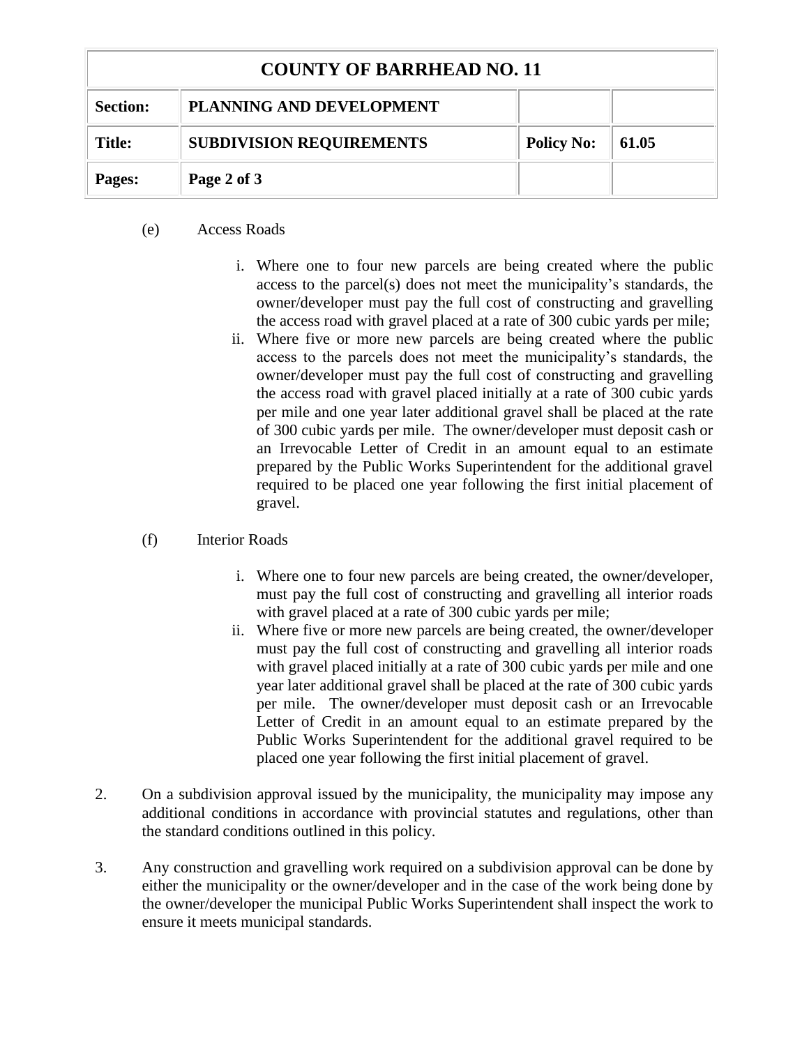(e) Access Roads

i. Where one to four new parcels are being created where the public access to the parcel(s) does not meet the municipality's standards, the owner/developer must pay the full cost of constructing and gravelling the access road with gravel placed at a rate of 300 cubic yards per mile;

ii. Where five or more new parcels are being created where the public access to the parcels does not meet the municipality's standards, the owner/developer must pay the full cost of constructing and gravelling the access road with gravel placed initially at a rate of 300 cubic yards per mile and one year later additional gravel shall be placed at the rate of 300 cubic yards per mile. The owner/developer must deposit cash or an Irrevocable Letter of Credit in an amount equal to an estimate prepared by the Public Works Superintendent for the additional gravel required to be placed one year following the first initial placement of gravel.

(f) Interior Roads

i. Where one to four new parcels are being created, the owner/developer, must pay the full cost of constructing and gravelling all interior roads with gravel placed at a rate of 300 cubic yards per mile;

ii. Where five or more new parcels are being created, the owner/developer must pay the full cost of constructing and gravelling all interior roads with gravel placed initially at a rate of 300 cubic yards per mile and one year later additional gravel shall be placed at the rate of 300 cubic yards per mile. The owner/developer must deposit cash or an Irrevocable Letter of Credit in an amount equal to an estimate prepared by the Public Works Superintendent for the additional gravel required to be placed one year following the first initial placement of gravel.

2. On a subdivision approval issued by the municipality, the municipality may impose any additional conditions in accordance with provincial statutes and regulations, other than the standard conditions outlined in this policy.

3. Any construction and gravelling work required on a subdivision approval can be done by either the municipality or the owner/developer and in the case of the work being done by the owner/developer the municipal Public Works Superintendent shall inspect the work to ensure it meets municipal standards.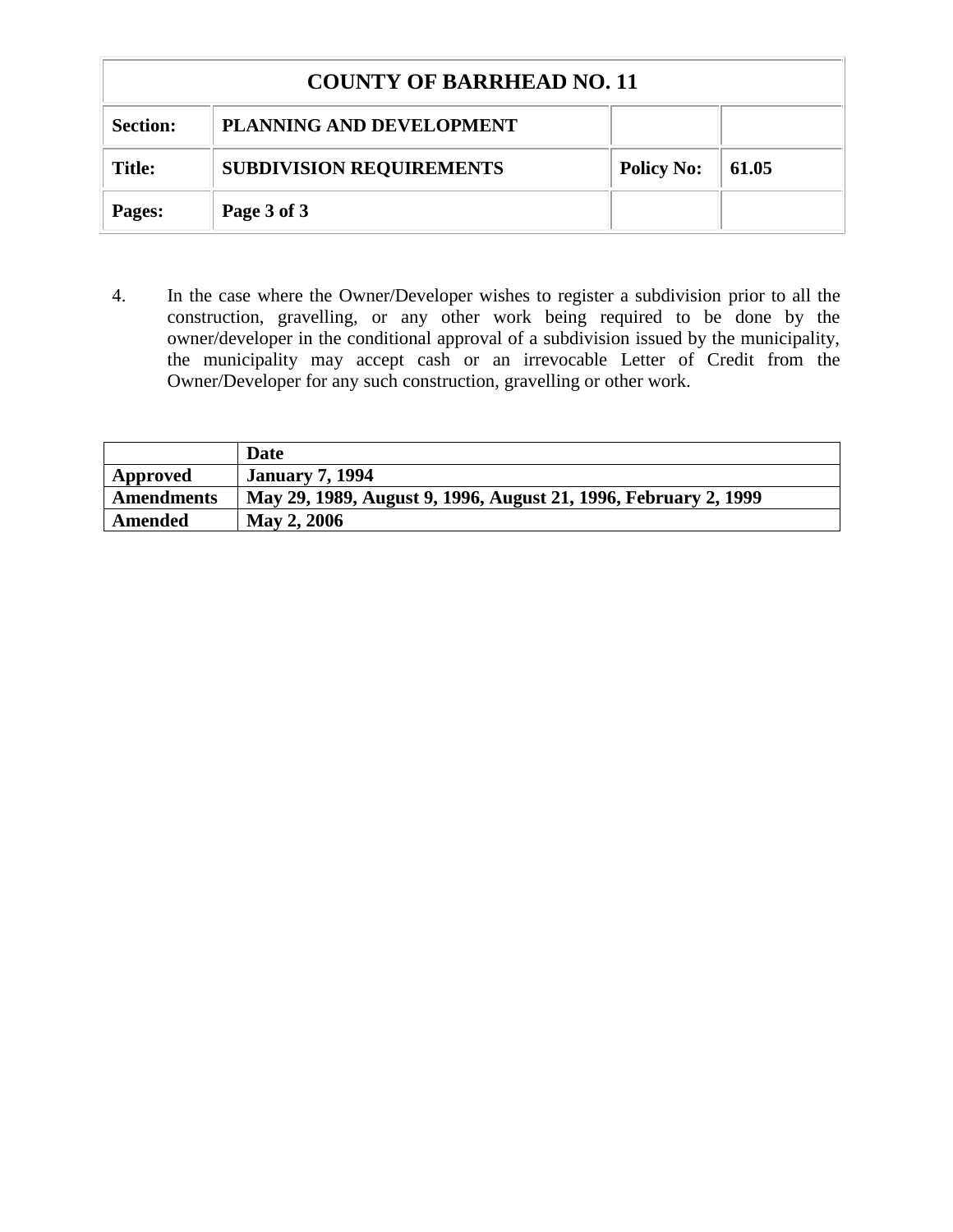4. In the case where the Owner/Developer wishes to register a subdivision prior to all the construction, gravelling, or any other work being required to be done by the owner/developer in the conditional approval of a subdivision issued by the municipality, the municipality may accept cash or an irrevocable Letter of Credit from the Owner/Developer for any such construction, gravelling or other work.

| | Date |
|---|---|
| **Approved** | **January 7, 1994** |
| **Amendments** | **May 29, 1989, August 9, 1996, August 21, 1996, February 2, 1999** |
| **Amended** | **May 2, 2006** |